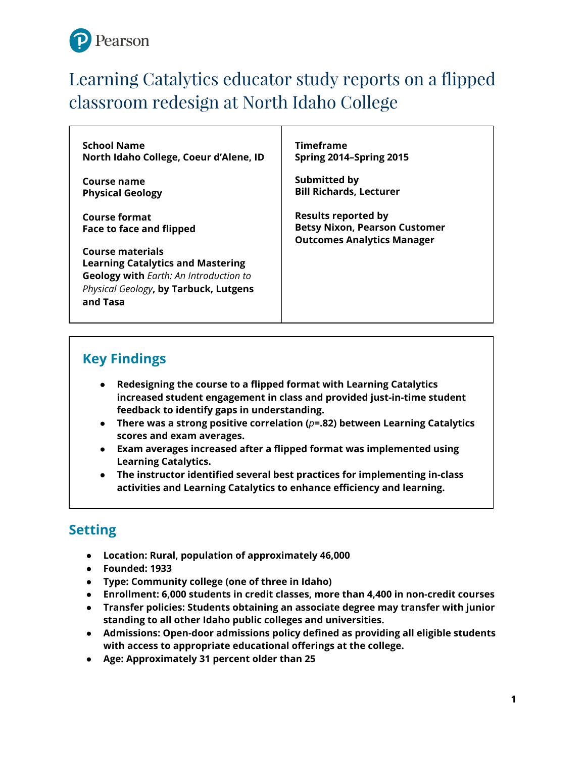# Learning Catalytics educator study reports on a flipped classroom redesign at North Idaho College

**School Name**
**North Idaho College, Coeur d'Alene, ID**

**Course name**
**Physical Geology**

**Course format**
**Face to face and flipped**

**Course materials**
**Learning Catalytics and Mastering Geology with** *Earth: An Introduction to Physical Geology*, **by Tarbuck, Lutgens and Tasa**

**Timeframe**
**Spring 2014–Spring 2015**

**Submitted by**
**Bill Richards, Lecturer**

**Results reported by**
**Betsy Nixon, Pearson Customer Outcomes Analytics Manager**

## Key Findings

- **Redesigning the course to a flipped format with Learning Catalytics increased student engagement in class and provided just-in-time student feedback to identify gaps in understanding.**
- **There was a strong positive correlation ($\rho$=.82) between Learning Catalytics scores and exam averages.**
- **Exam averages increased after a flipped format was implemented using Learning Catalytics.**
- **The instructor identified several best practices for implementing in-class activities and Learning Catalytics to enhance efficiency and learning.**

## Setting

- **Location: Rural, population of approximately 46,000**
- **Founded: 1933**
- **Type: Community college (one of three in Idaho)**
- **Enrollment: 6,000 students in credit classes, more than 4,400 in non-credit courses**
- **Transfer policies: Students obtaining an associate degree may transfer with junior standing to all other Idaho public colleges and universities.**
- **Admissions: Open-door admissions policy defined as providing all eligible students with access to appropriate educational offerings at the college.**
- **Age: Approximately 31 percent older than 25**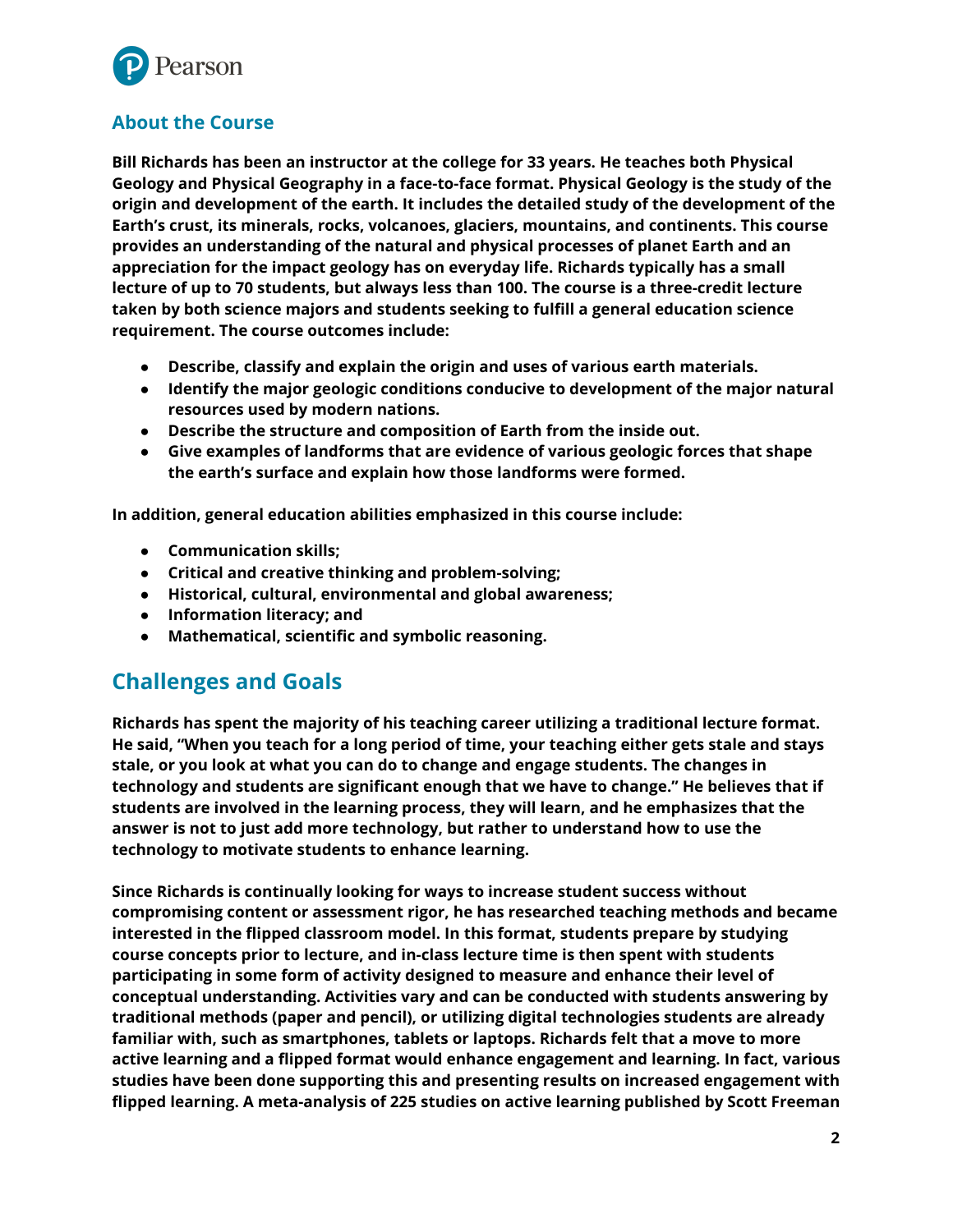## About the Course

**Bill Richards has been an instructor at the college for 33 years. He teaches both Physical Geology and Physical Geography in a face-to-face format. Physical Geology is the study of the origin and development of the earth. It includes the detailed study of the development of the Earth's crust, its minerals, rocks, volcanoes, glaciers, mountains, and continents. This course provides an understanding of the natural and physical processes of planet Earth and an appreciation for the impact geology has on everyday life. Richards typically has a small lecture of up to 70 students, but always less than 100. The course is a three-credit lecture taken by both science majors and students seeking to fulfill a general education science requirement. The course outcomes include:**

- **Describe, classify and explain the origin and uses of various earth materials.**
- **Identify the major geologic conditions conducive to development of the major natural resources used by modern nations.**
- **Describe the structure and composition of Earth from the inside out.**
- **Give examples of landforms that are evidence of various geologic forces that shape the earth's surface and explain how those landforms were formed.**

**In addition, general education abilities emphasized in this course include:**

- **Communication skills;**
- **Critical and creative thinking and problem-solving;**
- **Historical, cultural, environmental and global awareness;**
- **Information literacy; and**
- **Mathematical, scientific and symbolic reasoning.**

## Challenges and Goals

**Richards has spent the majority of his teaching career utilizing a traditional lecture format. He said, "When you teach for a long period of time, your teaching either gets stale and stays stale, or you look at what you can do to change and engage students. The changes in technology and students are significant enough that we have to change." He believes that if students are involved in the learning process, they will learn, and he emphasizes that the answer is not to just add more technology, but rather to understand how to use the technology to motivate students to enhance learning.**

**Since Richards is continually looking for ways to increase student success without compromising content or assessment rigor, he has researched teaching methods and became interested in the flipped classroom model. In this format, students prepare by studying course concepts prior to lecture, and in-class lecture time is then spent with students participating in some form of activity designed to measure and enhance their level of conceptual understanding. Activities vary and can be conducted with students answering by traditional methods (paper and pencil), or utilizing digital technologies students are already familiar with, such as smartphones, tablets or laptops. Richards felt that a move to more active learning and a flipped format would enhance engagement and learning. In fact, various studies have been done supporting this and presenting results on increased engagement with flipped learning. A meta-analysis of 225 studies on active learning published by Scott Freeman**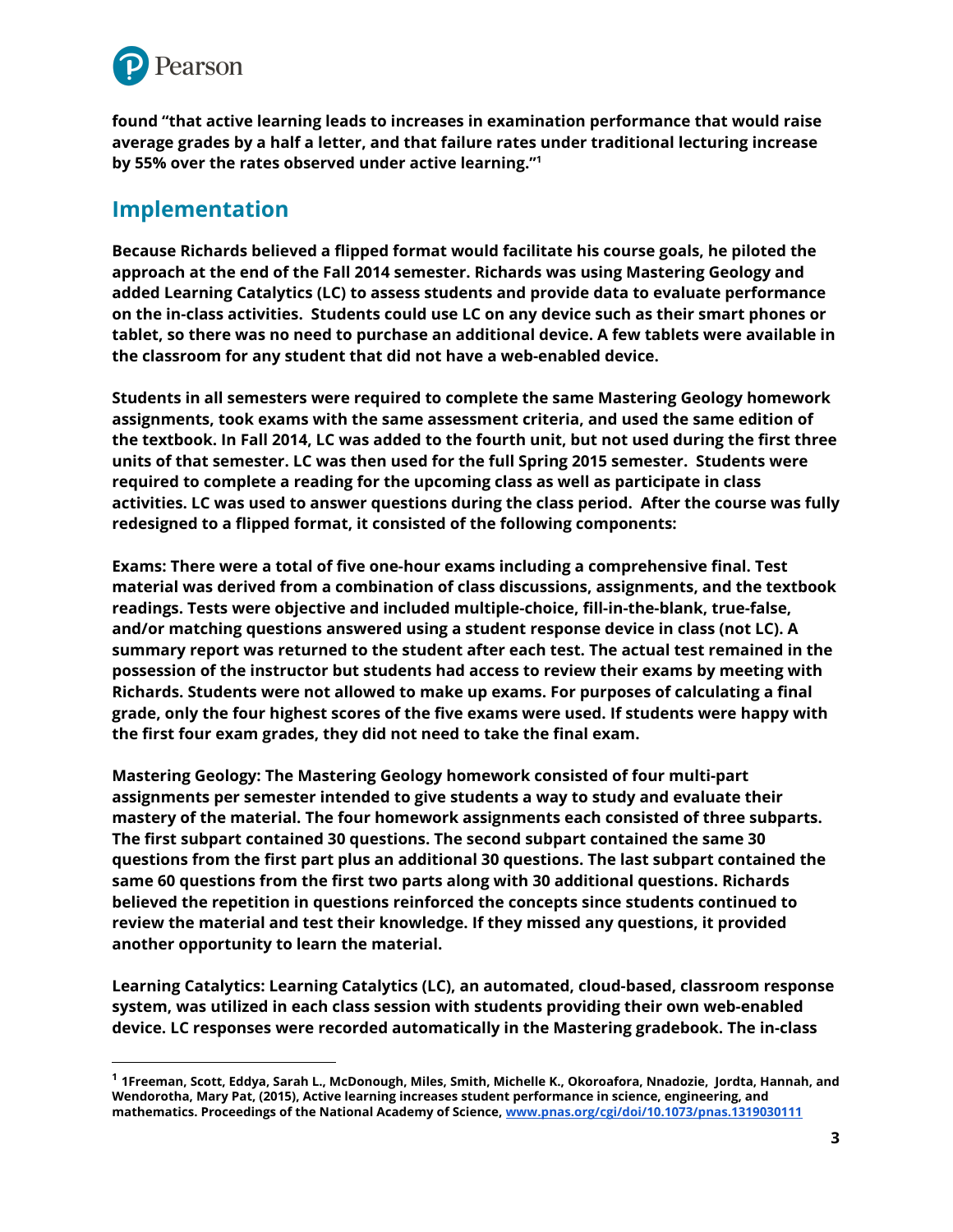**found "that active learning leads to increases in examination performance that would raise average grades by a half a letter, and that failure rates under traditional lecturing increase by 55% over the rates observed under active learning."[1]**

## Implementation

**Because Richards believed a flipped format would facilitate his course goals, he piloted the approach at the end of the Fall 2014 semester. Richards was using Mastering Geology and added Learning Catalytics (LC) to assess students and provide data to evaluate performance on the in-class activities. Students could use LC on any device such as their smart phones or tablet, so there was no need to purchase an additional device. A few tablets were available in the classroom for any student that did not have a web-enabled device.**

**Students in all semesters were required to complete the same Mastering Geology homework assignments, took exams with the same assessment criteria, and used the same edition of the textbook. In Fall 2014, LC was added to the fourth unit, but not used during the first three units of that semester. LC was then used for the full Spring 2015 semester. Students were required to complete a reading for the upcoming class as well as participate in class activities. LC was used to answer questions during the class period. After the course was fully redesigned to a flipped format, it consisted of the following components:**

**Exams: There were a total of five one-hour exams including a comprehensive final. Test material was derived from a combination of class discussions, assignments, and the textbook readings. Tests were objective and included multiple-choice, fill-in-the-blank, true-false, and/or matching questions answered using a student response device in class (not LC). A summary report was returned to the student after each test. The actual test remained in the possession of the instructor but students had access to review their exams by meeting with Richards. Students were not allowed to make up exams. For purposes of calculating a final grade, only the four highest scores of the five exams were used. If students were happy with the first four exam grades, they did not need to take the final exam.**

**Mastering Geology: The Mastering Geology homework consisted of four multi-part assignments per semester intended to give students a way to study and evaluate their mastery of the material. The four homework assignments each consisted of three subparts. The first subpart contained 30 questions. The second subpart contained the same 30 questions from the first part plus an additional 30 questions. The last subpart contained the same 60 questions from the first two parts along with 30 additional questions. Richards believed the repetition in questions reinforced the concepts since students continued to review the material and test their knowledge. If they missed any questions, it provided another opportunity to learn the material.**

**Learning Catalytics: Learning Catalytics (LC), an automated, cloud-based, classroom response system, was utilized in each class session with students providing their own web-enabled device. LC responses were recorded automatically in the Mastering gradebook. The in-class**

---

**[1] 1Freeman, Scott, Eddya, Sarah L., McDonough, Miles, Smith, Michelle K., Okoroafora, Nnadozie, Jordta, Hannah, and Wendorotha, Mary Pat, (2015), Active learning increases student performance in science, engineering, and mathematics. Proceedings of the National Academy of Science, [www.pnas.org/cgi/doi/10.1073/pnas.1319030111](www.pnas.org/cgi/doi/10.1073/pnas.1319030111)**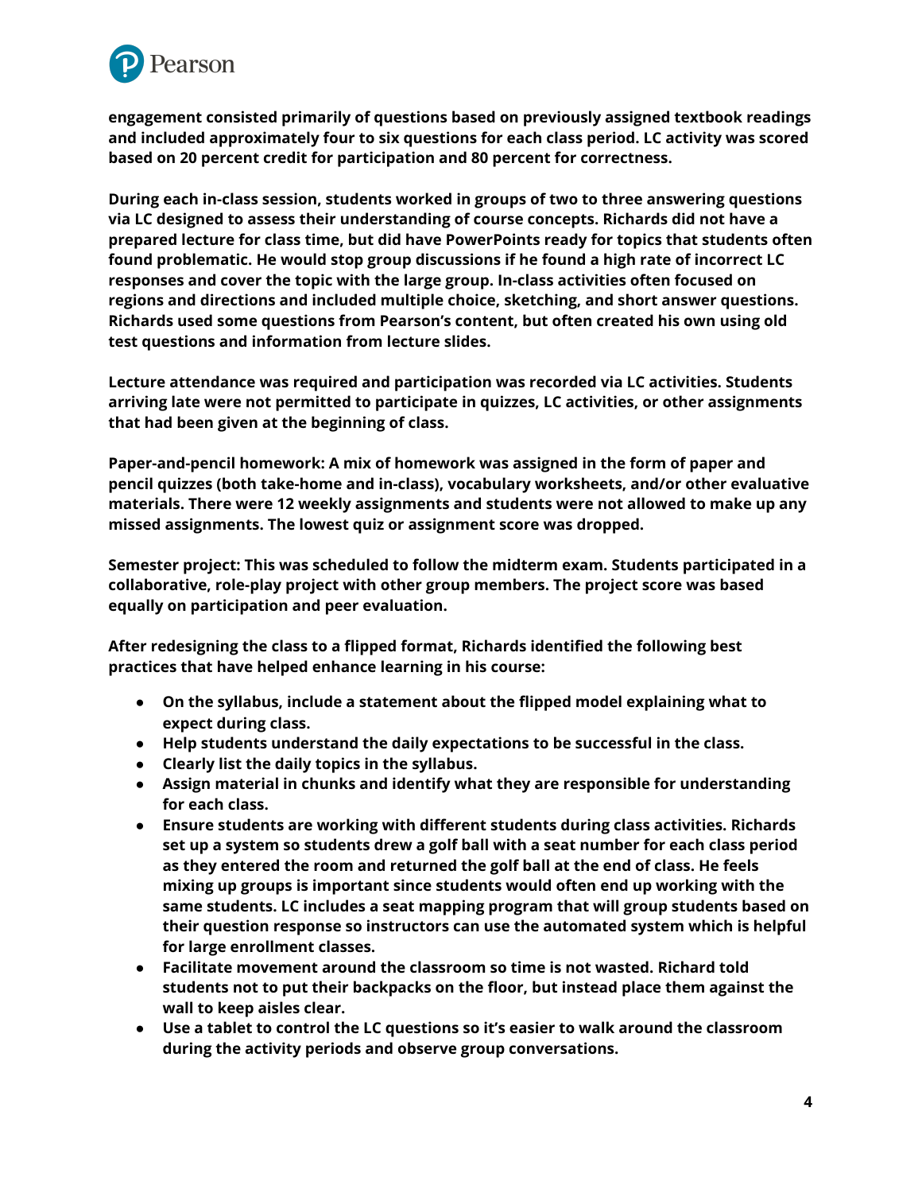**engagement consisted primarily of questions based on previously assigned textbook readings and included approximately four to six questions for each class period. LC activity was scored based on 20 percent credit for participation and 80 percent for correctness.**

**During each in-class session, students worked in groups of two to three answering questions via LC designed to assess their understanding of course concepts. Richards did not have a prepared lecture for class time, but did have PowerPoints ready for topics that students often found problematic. He would stop group discussions if he found a high rate of incorrect LC responses and cover the topic with the large group. In-class activities often focused on regions and directions and included multiple choice, sketching, and short answer questions. Richards used some questions from Pearson's content, but often created his own using old test questions and information from lecture slides.**

**Lecture attendance was required and participation was recorded via LC activities. Students arriving late were not permitted to participate in quizzes, LC activities, or other assignments that had been given at the beginning of class.**

**Paper-and-pencil homework: A mix of homework was assigned in the form of paper and pencil quizzes (both take-home and in-class), vocabulary worksheets, and/or other evaluative materials. There were 12 weekly assignments and students were not allowed to make up any missed assignments. The lowest quiz or assignment score was dropped.**

**Semester project: This was scheduled to follow the midterm exam. Students participated in a collaborative, role-play project with other group members. The project score was based equally on participation and peer evaluation.**

**After redesigning the class to a flipped format, Richards identified the following best practices that have helped enhance learning in his course:**

- **On the syllabus, include a statement about the flipped model explaining what to expect during class.**
- **Help students understand the daily expectations to be successful in the class.**
- **Clearly list the daily topics in the syllabus.**
- **Assign material in chunks and identify what they are responsible for understanding for each class.**
- **Ensure students are working with different students during class activities. Richards set up a system so students drew a golf ball with a seat number for each class period as they entered the room and returned the golf ball at the end of class. He feels mixing up groups is important since students would often end up working with the same students. LC includes a seat mapping program that will group students based on their question response so instructors can use the automated system which is helpful for large enrollment classes.**
- **Facilitate movement around the classroom so time is not wasted. Richard told students not to put their backpacks on the floor, but instead place them against the wall to keep aisles clear.**
- **Use a tablet to control the LC questions so it's easier to walk around the classroom during the activity periods and observe group conversations.**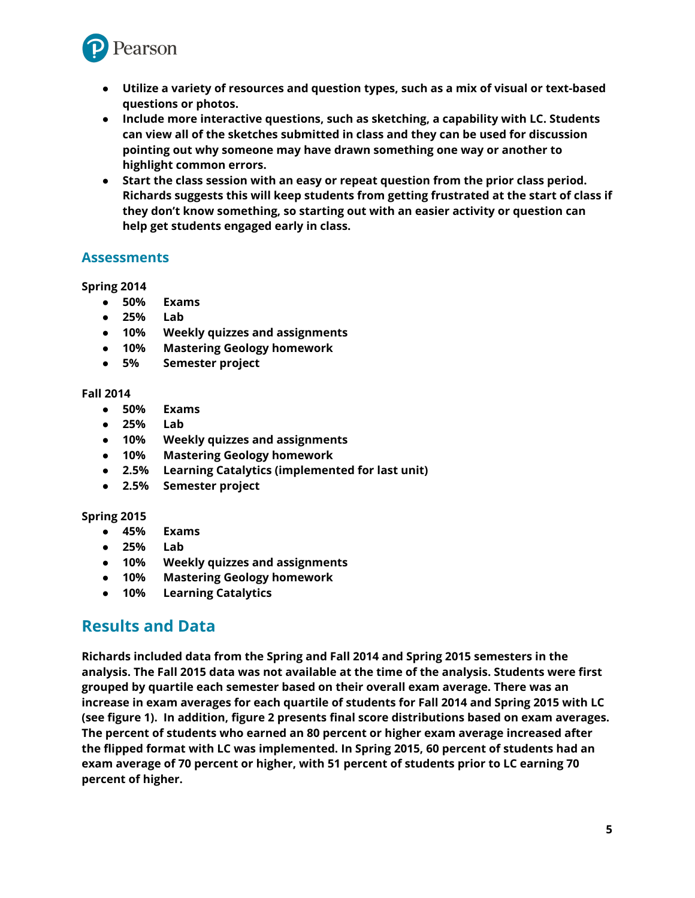- **Utilize a variety of resources and question types, such as a mix of visual or text-based questions or photos.**
- **Include more interactive questions, such as sketching, a capability with LC. Students can view all of the sketches submitted in class and they can be used for discussion pointing out why someone may have drawn something one way or another to highlight common errors.**
- **Start the class session with an easy or repeat question from the prior class period. Richards suggests this will keep students from getting frustrated at the start of class if they don't know something, so starting out with an easier activity or question can help get students engaged early in class.**

## Assessments

**Spring 2014**

- **50% Exams**
- **25% Lab**
- **10% Weekly quizzes and assignments**
- **10% Mastering Geology homework**
- **5% Semester project**

**Fall 2014**

- **50% Exams**
- **25% Lab**
- **10% Weekly quizzes and assignments**
- **10% Mastering Geology homework**
- **2.5% Learning Catalytics (implemented for last unit)**
- **2.5% Semester project**

**Spring 2015**

- **45% Exams**
- **25% Lab**
- **10% Weekly quizzes and assignments**
- **10% Mastering Geology homework**
- **10% Learning Catalytics**

# Results and Data

**Richards included data from the Spring and Fall 2014 and Spring 2015 semesters in the analysis. The Fall 2015 data was not available at the time of the analysis. Students were first grouped by quartile each semester based on their overall exam average. There was an increase in exam averages for each quartile of students for Fall 2014 and Spring 2015 with LC (see figure 1). In addition, figure 2 presents final score distributions based on exam averages. The percent of students who earned an 80 percent or higher exam average increased after the flipped format with LC was implemented. In Spring 2015, 60 percent of students had an exam average of 70 percent or higher, with 51 percent of students prior to LC earning 70 percent of higher.**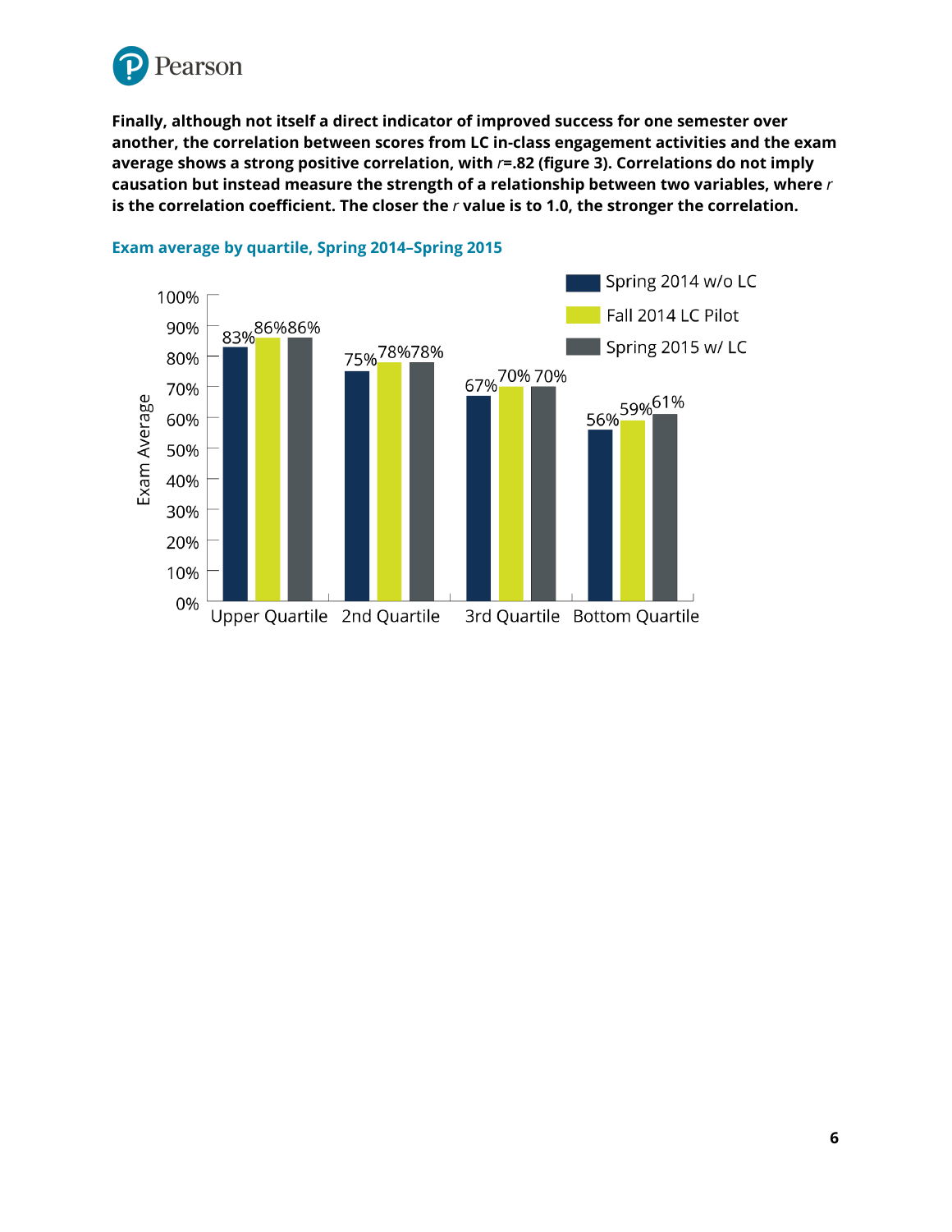**Finally, although not itself a direct indicator of improved success for one semester over another, the correlation between scores from LC in-class engagement activities and the exam average shows a strong positive correlation, with *r*=.82 (figure 3). Correlations do not imply causation but instead measure the strength of a relationship between two variables, where *r* is the correlation coefficient. The closer the *r* value is to 1.0, the stronger the correlation.**

**Exam average by quartile, Spring 2014–Spring 2015**

| Quartile | Spring 2014 w/o LC | Fall 2014 LC Pilot | Spring 2015 w/ LC |
|---|---|---|---|
| Upper Quartile | 83% | 86% | 86% |
| 2nd Quartile | 75% | 78% | 78% |
| 3rd Quartile | 67% | 70% | 70% |
| Bottom Quartile | 56% | 59% | 61% |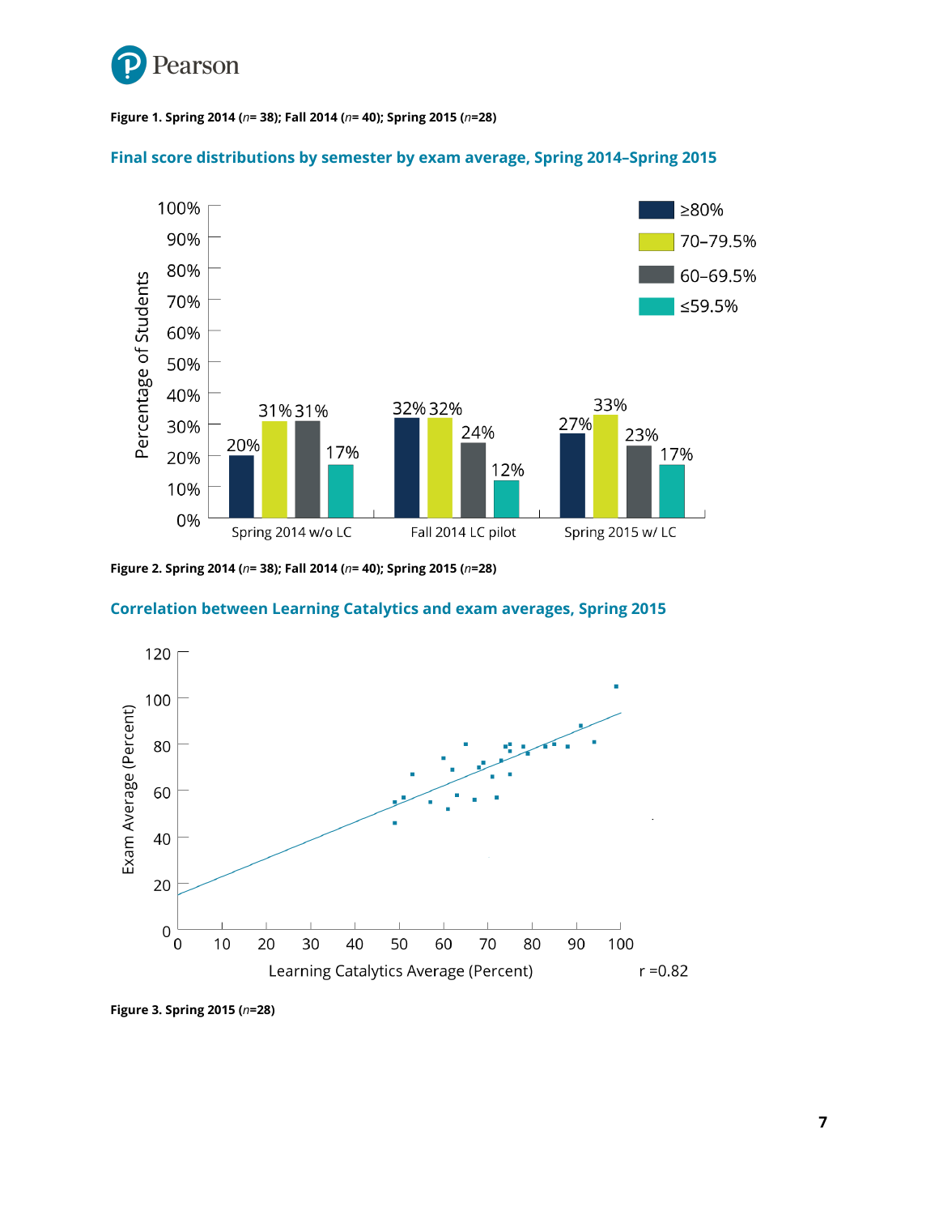Figure 1. Spring 2014 (*n*= 38); Fall 2014 (*n*= 40); Spring 2015 (*n*=28)

## Final score distributions by semester by exam average, Spring 2014–Spring 2015

| | ≥80% | 70–79.5% | 60–69.5% | ≤59.5% |
|---|---|---|---|---|
| Spring 2014 w/o LC | 20% | 31% | 31% | 17% |
| Fall 2014 LC pilot | 32% | 32% | 24% | 12% |
| Spring 2015 w/ LC | 27% | 33% | 23% | 17% |

Figure 2. Spring 2014 (*n*= 38); Fall 2014 (*n*= 40); Spring 2015 (*n*=28)

## Correlation between Learning Catalytics and exam averages, Spring 2015

Exam Average (Percent) vs. Learning Catalytics Average (Percent)

r =0.82

Figure 3. Spring 2015 (*n*=28)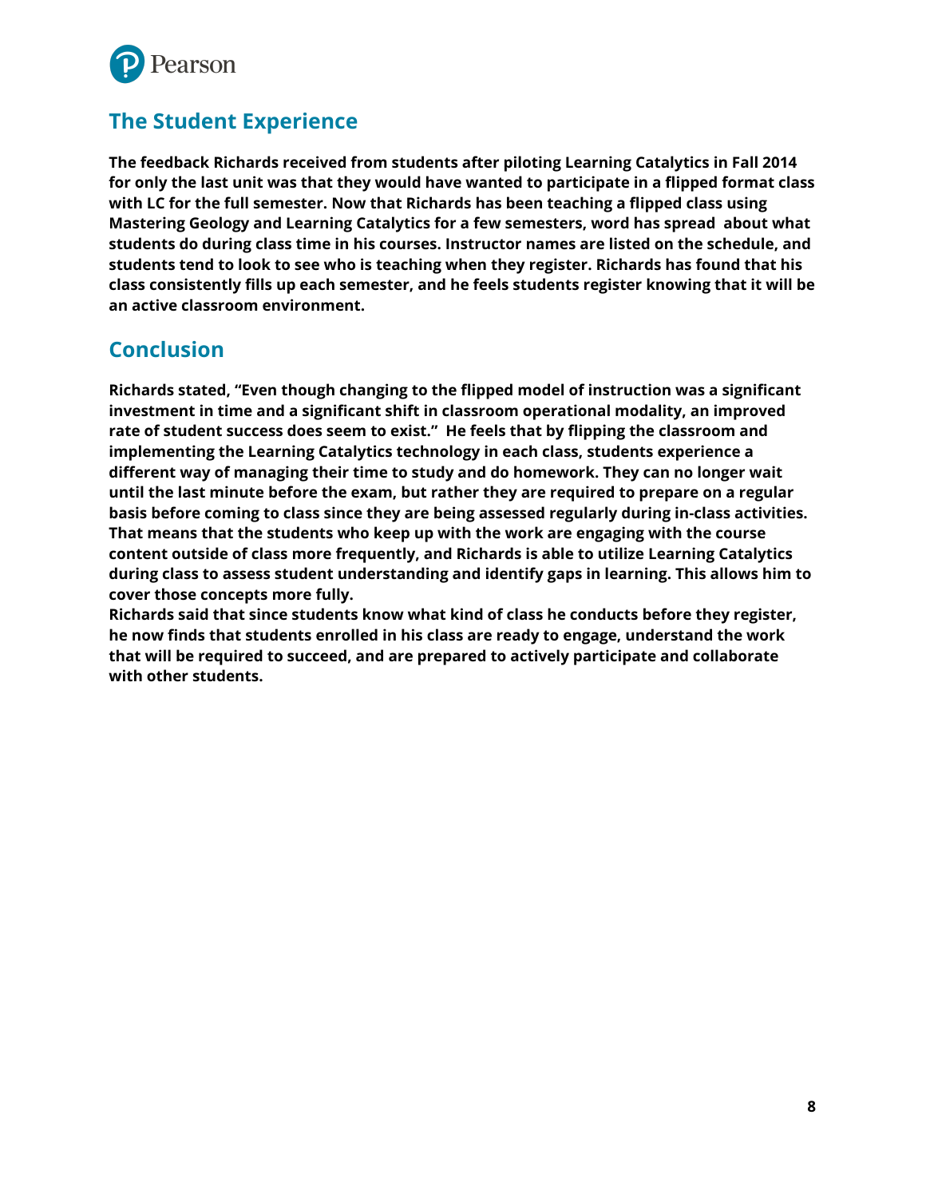## The Student Experience

**The feedback Richards received from students after piloting Learning Catalytics in Fall 2014 for only the last unit was that they would have wanted to participate in a flipped format class with LC for the full semester. Now that Richards has been teaching a flipped class using Mastering Geology and Learning Catalytics for a few semesters, word has spread about what students do during class time in his courses. Instructor names are listed on the schedule, and students tend to look to see who is teaching when they register. Richards has found that his class consistently fills up each semester, and he feels students register knowing that it will be an active classroom environment.**

## Conclusion

**Richards stated, "Even though changing to the flipped model of instruction was a significant investment in time and a significant shift in classroom operational modality, an improved rate of student success does seem to exist." He feels that by flipping the classroom and implementing the Learning Catalytics technology in each class, students experience a different way of managing their time to study and do homework. They can no longer wait until the last minute before the exam, but rather they are required to prepare on a regular basis before coming to class since they are being assessed regularly during in-class activities. That means that the students who keep up with the work are engaging with the course content outside of class more frequently, and Richards is able to utilize Learning Catalytics during class to assess student understanding and identify gaps in learning. This allows him to cover those concepts more fully.**

**Richards said that since students know what kind of class he conducts before they register, he now finds that students enrolled in his class are ready to engage, understand the work that will be required to succeed, and are prepared to actively participate and collaborate with other students.**